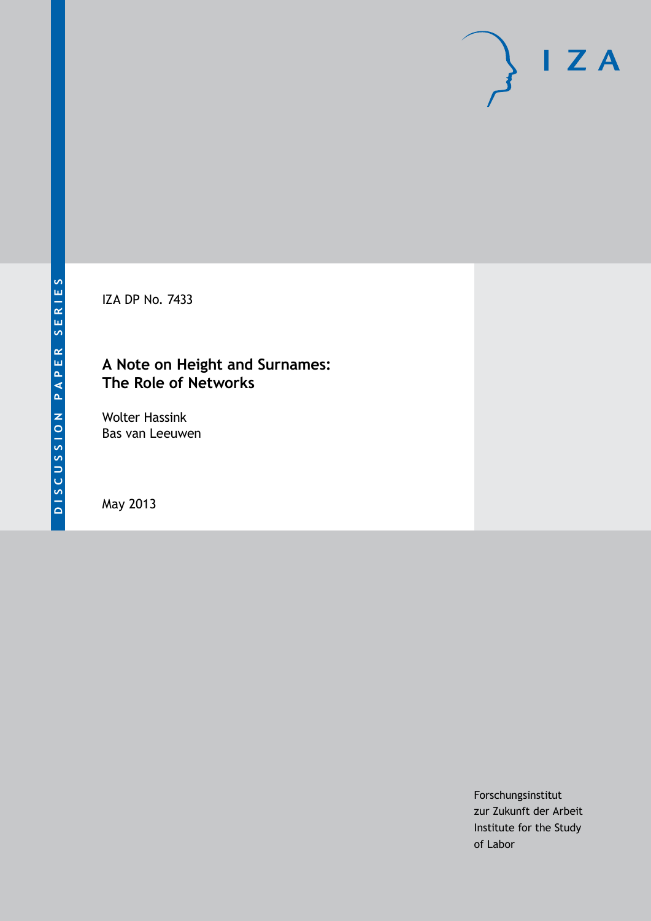DISCUSSION PAPER SERIES

IZA

IZA DP No. 7433

# A Note on Height and Surnames: The Role of Networks

Wolter Hassink
Bas van Leeuwen

May 2013

Forschungsinstitut
zur Zukunft der Arbeit
Institute for the Study
of Labor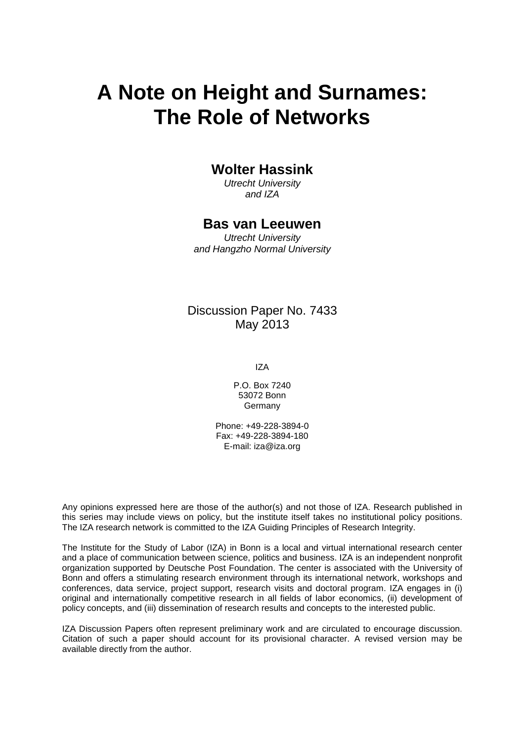# A Note on Height and Surnames: The Role of Networks

**Wolter Hassink**
*Utrecht University and IZA*

**Bas van Leeuwen**
*Utrecht University and Hangzho Normal University*

Discussion Paper No. 7433
May 2013

IZA

P.O. Box 7240
53072 Bonn
Germany

Phone: +49-228-3894-0
Fax: +49-228-3894-180
E-mail: iza@iza.org

Any opinions expressed here are those of the author(s) and not those of IZA. Research published in this series may include views on policy, but the institute itself takes no institutional policy positions. The IZA research network is committed to the IZA Guiding Principles of Research Integrity.

The Institute for the Study of Labor (IZA) in Bonn is a local and virtual international research center and a place of communication between science, politics and business. IZA is an independent nonprofit organization supported by Deutsche Post Foundation. The center is associated with the University of Bonn and offers a stimulating research environment through its international network, workshops and conferences, data service, project support, research visits and doctoral program. IZA engages in (i) original and internationally competitive research in all fields of labor economics, (ii) development of policy concepts, and (iii) dissemination of research results and concepts to the interested public.

IZA Discussion Papers often represent preliminary work and are circulated to encourage discussion. Citation of such a paper should account for its provisional character. A revised version may be available directly from the author.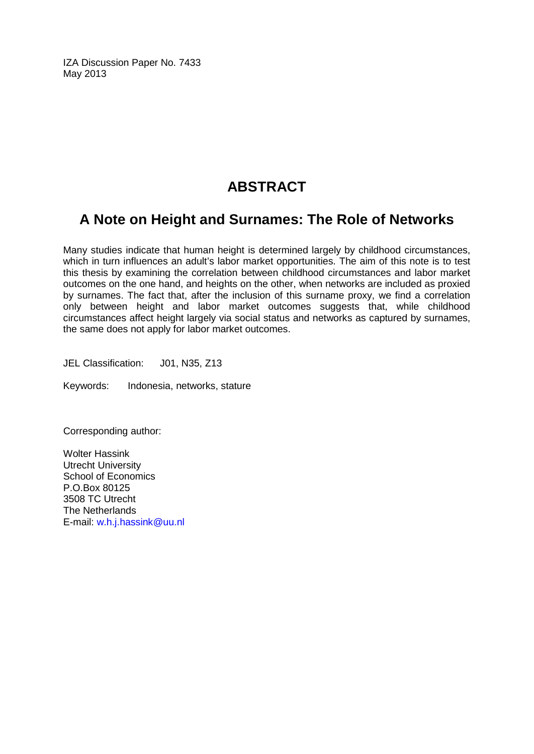IZA Discussion Paper No. 7433
May 2013

# ABSTRACT

## A Note on Height and Surnames: The Role of Networks

Many studies indicate that human height is determined largely by childhood circumstances, which in turn influences an adult's labor market opportunities. The aim of this note is to test this thesis by examining the correlation between childhood circumstances and labor market outcomes on the one hand, and heights on the other, when networks are included as proxied by surnames. The fact that, after the inclusion of this surname proxy, we find a correlation only between height and labor market outcomes suggests that, while childhood circumstances affect height largely via social status and networks as captured by surnames, the same does not apply for labor market outcomes.

JEL Classification: J01, N35, Z13

Keywords: Indonesia, networks, stature

Corresponding author:

Wolter Hassink
Utrecht University
School of Economics
P.O.Box 80125
3508 TC Utrecht
The Netherlands
E-mail: w.h.j.hassink@uu.nl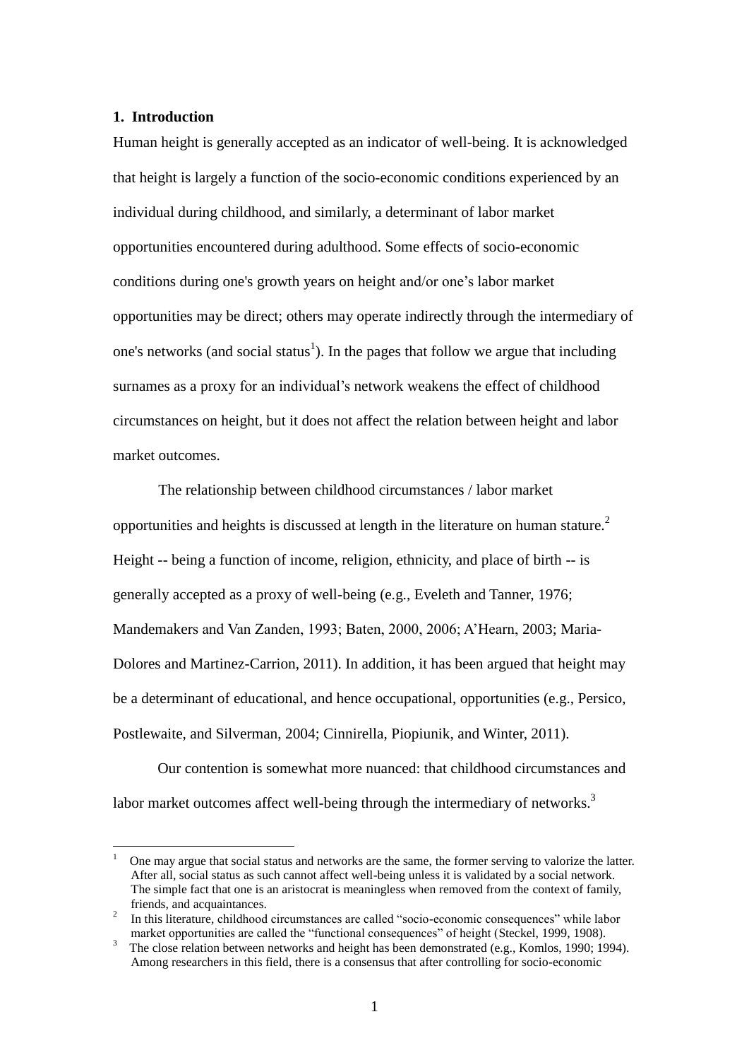## 1. Introduction

Human height is generally accepted as an indicator of well-being. It is acknowledged that height is largely a function of the socio-economic conditions experienced by an individual during childhood, and similarly, a determinant of labor market opportunities encountered during adulthood. Some effects of socio-economic conditions during one's growth years on height and/or one's labor market opportunities may be direct; others may operate indirectly through the intermediary of one's networks (and social status[1]). In the pages that follow we argue that including surnames as a proxy for an individual's network weakens the effect of childhood circumstances on height, but it does not affect the relation between height and labor market outcomes.

The relationship between childhood circumstances / labor market opportunities and heights is discussed at length in the literature on human stature.[2] Height -- being a function of income, religion, ethnicity, and place of birth -- is generally accepted as a proxy of well-being (e.g., Eveleth and Tanner, 1976; Mandemakers and Van Zanden, 1993; Baten, 2000, 2006; A'Hearn, 2003; Maria-Dolores and Martinez-Carrion, 2011). In addition, it has been argued that height may be a determinant of educational, and hence occupational, opportunities (e.g., Persico, Postlewaite, and Silverman, 2004; Cinnirella, Piopiunik, and Winter, 2011).

Our contention is somewhat more nuanced: that childhood circumstances and labor market outcomes affect well-being through the intermediary of networks.[3]

---

[1] One may argue that social status and networks are the same, the former serving to valorize the latter. After all, social status as such cannot affect well-being unless it is validated by a social network. The simple fact that one is an aristocrat is meaningless when removed from the context of family, friends, and acquaintances.

[2] In this literature, childhood circumstances are called "socio-economic consequences" while labor market opportunities are called the "functional consequences" of height (Steckel, 1999, 1908).

[3] The close relation between networks and height has been demonstrated (e.g., Komlos, 1990; 1994). Among researchers in this field, there is a consensus that after controlling for socio-economic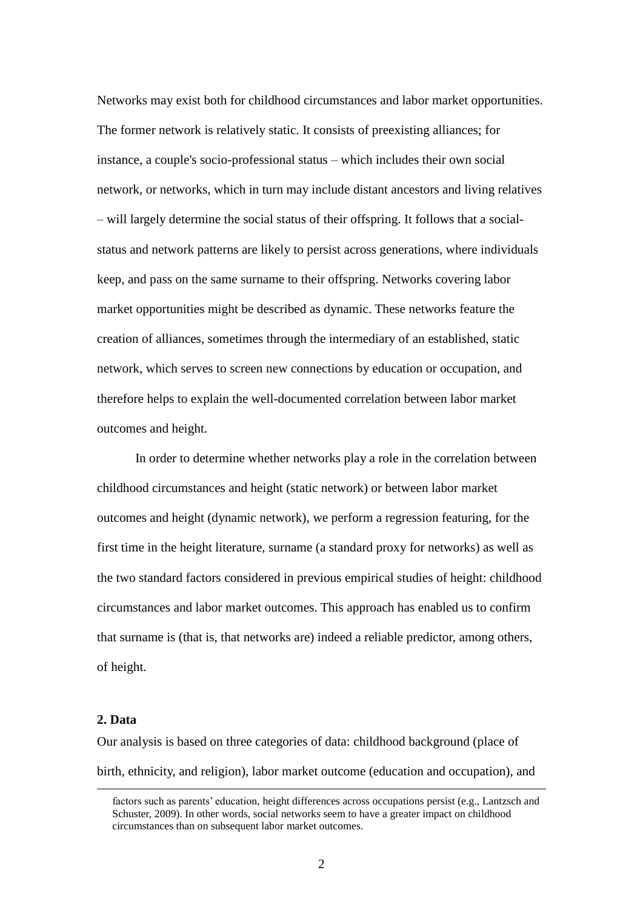Networks may exist both for childhood circumstances and labor market opportunities. The former network is relatively static. It consists of preexisting alliances; for instance, a couple's socio-professional status – which includes their own social network, or networks, which in turn may include distant ancestors and living relatives – will largely determine the social status of their offspring. It follows that a social-status and network patterns are likely to persist across generations, where individuals keep, and pass on the same surname to their offspring. Networks covering labor market opportunities might be described as dynamic. These networks feature the creation of alliances, sometimes through the intermediary of an established, static network, which serves to screen new connections by education or occupation, and therefore helps to explain the well-documented correlation between labor market outcomes and height.

In order to determine whether networks play a role in the correlation between childhood circumstances and height (static network) or between labor market outcomes and height (dynamic network), we perform a regression featuring, for the first time in the height literature, surname (a standard proxy for networks) as well as the two standard factors considered in previous empirical studies of height: childhood circumstances and labor market outcomes. This approach has enabled us to confirm that surname is (that is, that networks are) indeed a reliable predictor, among others, of height.

## 2. Data

Our analysis is based on three categories of data: childhood background (place of birth, ethnicity, and religion), labor market outcome (education and occupation), and

---

factors such as parents' education, height differences across occupations persist (e.g., Lantzsch and Schuster, 2009). In other words, social networks seem to have a greater impact on childhood circumstances than on subsequent labor market outcomes.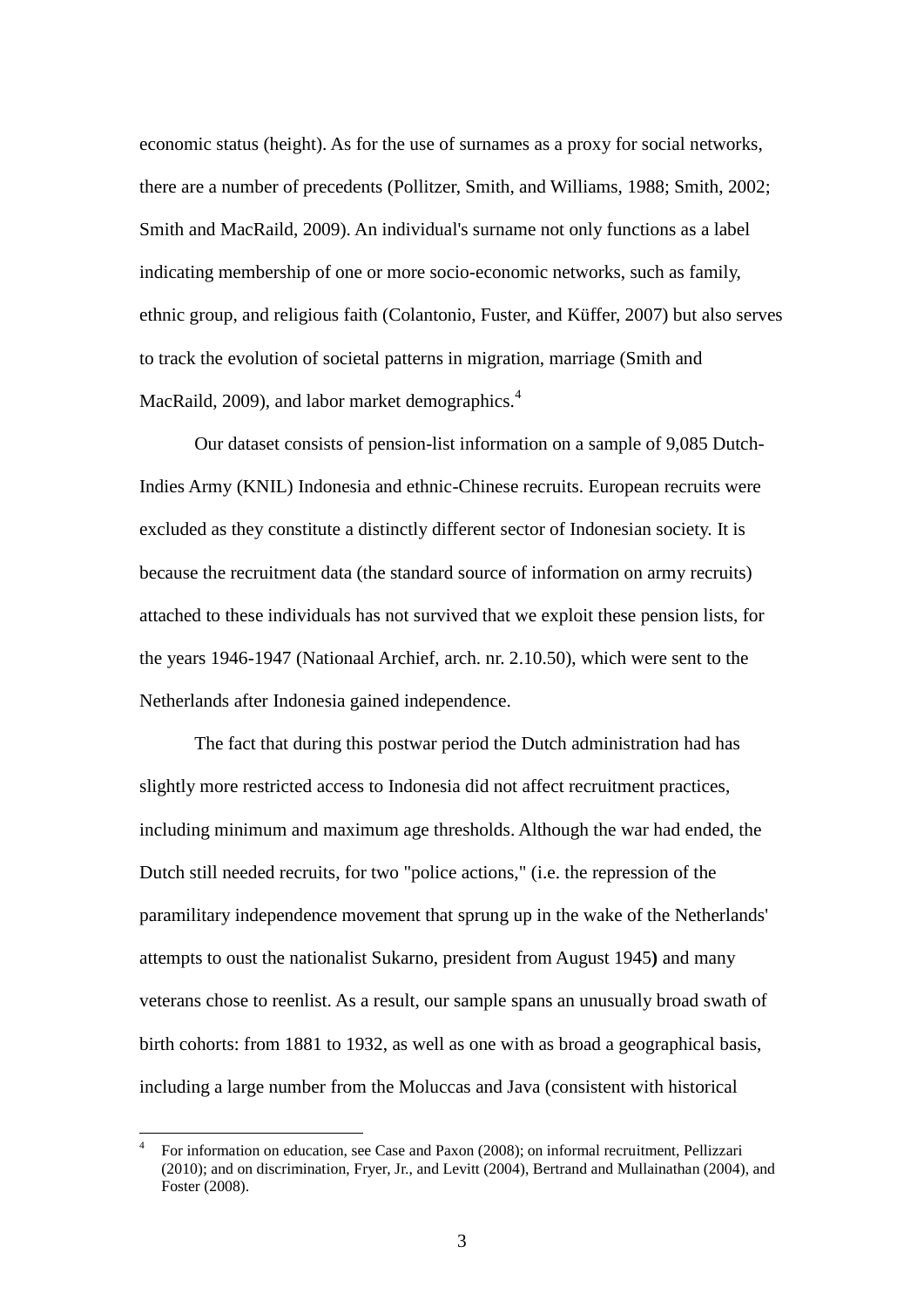economic status (height). As for the use of surnames as a proxy for social networks, there are a number of precedents (Pollitzer, Smith, and Williams, 1988; Smith, 2002; Smith and MacRaild, 2009). An individual's surname not only functions as a label indicating membership of one or more socio-economic networks, such as family, ethnic group, and religious faith (Colantonio, Fuster, and Küffer, 2007) but also serves to track the evolution of societal patterns in migration, marriage (Smith and MacRaild, 2009), and labor market demographics.[4]

Our dataset consists of pension-list information on a sample of 9,085 Dutch-Indies Army (KNIL) Indonesia and ethnic-Chinese recruits. European recruits were excluded as they constitute a distinctly different sector of Indonesian society. It is because the recruitment data (the standard source of information on army recruits) attached to these individuals has not survived that we exploit these pension lists, for the years 1946-1947 (Nationaal Archief, arch. nr. 2.10.50), which were sent to the Netherlands after Indonesia gained independence.

The fact that during this postwar period the Dutch administration had has slightly more restricted access to Indonesia did not affect recruitment practices, including minimum and maximum age thresholds. Although the war had ended, the Dutch still needed recruits, for two "police actions," (i.e. the repression of the paramilitary independence movement that sprung up in the wake of the Netherlands' attempts to oust the nationalist Sukarno, president from August 1945**)** and many veterans chose to reenlist. As a result, our sample spans an unusually broad swath of birth cohorts: from 1881 to 1932, as well as one with as broad a geographical basis, including a large number from the Moluccas and Java (consistent with historical

[4] For information on education, see Case and Paxon (2008); on informal recruitment, Pellizzari (2010); and on discrimination, Fryer, Jr., and Levitt (2004), Bertrand and Mullainathan (2004), and Foster (2008).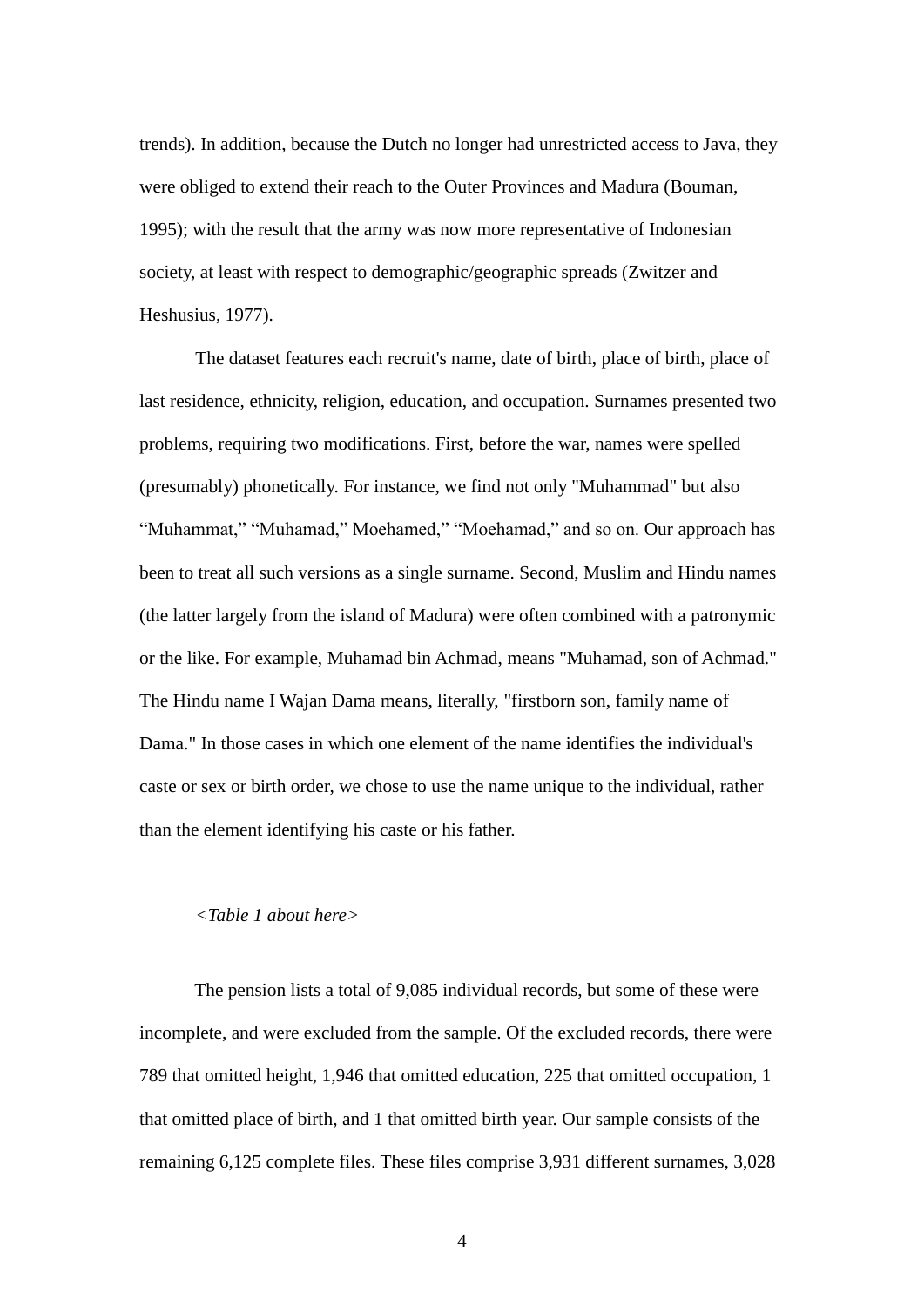trends). In addition, because the Dutch no longer had unrestricted access to Java, they were obliged to extend their reach to the Outer Provinces and Madura (Bouman, 1995); with the result that the army was now more representative of Indonesian society, at least with respect to demographic/geographic spreads (Zwitzer and Heshusius, 1977).

The dataset features each recruit's name, date of birth, place of birth, place of last residence, ethnicity, religion, education, and occupation. Surnames presented two problems, requiring two modifications. First, before the war, names were spelled (presumably) phonetically. For instance, we find not only "Muhammad" but also “Muhammat,” “Muhamad,” Moehamed,” “Moehamad,” and so on. Our approach has been to treat all such versions as a single surname. Second, Muslim and Hindu names (the latter largely from the island of Madura) were often combined with a patronymic or the like. For example, Muhamad bin Achmad, means "Muhamad, son of Achmad." The Hindu name I Wajan Dama means, literally, "firstborn son, family name of Dama." In those cases in which one element of the name identifies the individual's caste or sex or birth order, we chose to use the name unique to the individual, rather than the element identifying his caste or his father.

*<Table 1 about here>*

The pension lists a total of 9,085 individual records, but some of these were incomplete, and were excluded from the sample. Of the excluded records, there were 789 that omitted height, 1,946 that omitted education, 225 that omitted occupation, 1 that omitted place of birth, and 1 that omitted birth year. Our sample consists of the remaining 6,125 complete files. These files comprise 3,931 different surnames, 3,028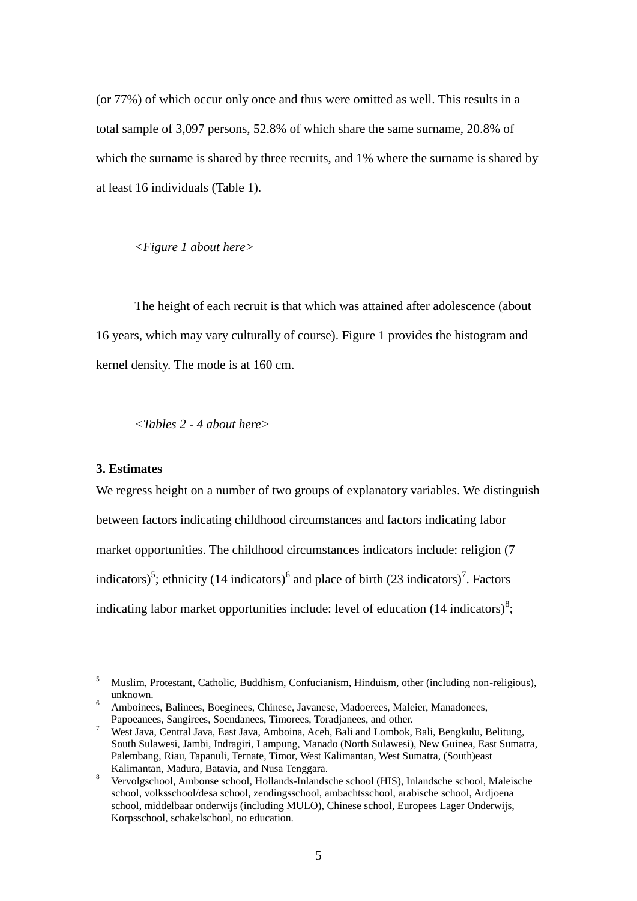(or 77%) of which occur only once and thus were omitted as well. This results in a total sample of 3,097 persons, 52.8% of which share the same surname, 20.8% of which the surname is shared by three recruits, and 1% where the surname is shared by at least 16 individuals (Table 1).

*<Figure 1 about here>*

The height of each recruit is that which was attained after adolescence (about 16 years, which may vary culturally of course). Figure 1 provides the histogram and kernel density. The mode is at 160 cm.

*<Tables 2 - 4 about here>*

### 3. Estimates

We regress height on a number of two groups of explanatory variables. We distinguish between factors indicating childhood circumstances and factors indicating labor market opportunities. The childhood circumstances indicators include: religion (7 indicators)[5]; ethnicity (14 indicators)[6] and place of birth (23 indicators)[7]. Factors indicating labor market opportunities include: level of education (14 indicators)[8];

---

[5] Muslim, Protestant, Catholic, Buddhism, Confucianism, Hinduism, other (including non-religious), unknown.

[6] Amboinees, Balinees, Boeginees, Chinese, Javanese, Madoerees, Maleier, Manadonees, Papoeanees, Sangirees, Soendanees, Timorees, Toradjanees, and other.

[7] West Java, Central Java, East Java, Amboina, Aceh, Bali and Lombok, Bali, Bengkulu, Belitung, South Sulawesi, Jambi, Indragiri, Lampung, Manado (North Sulawesi), New Guinea, East Sumatra, Palembang, Riau, Tapanuli, Ternate, Timor, West Kalimantan, West Sumatra, (South)east Kalimantan, Madura, Batavia, and Nusa Tenggara.

[8] Vervolgschool, Ambonse school, Hollands-Inlandsche school (HIS), Inlandsche school, Maleische school, volksschool/desa school, zendingsschool, ambachtsschool, arabische school, Ardjoena school, middelbaar onderwijs (including MULO), Chinese school, Europees Lager Onderwijs, Korpsschool, schakelschool, no education.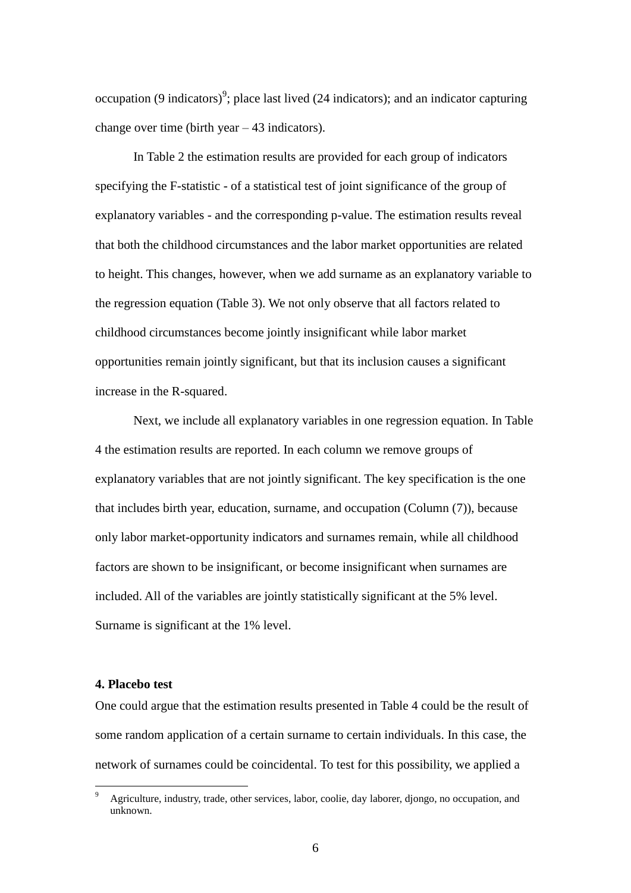occupation (9 indicators)[9]; place last lived (24 indicators); and an indicator capturing change over time (birth year – 43 indicators).

In Table 2 the estimation results are provided for each group of indicators specifying the F-statistic - of a statistical test of joint significance of the group of explanatory variables - and the corresponding p-value. The estimation results reveal that both the childhood circumstances and the labor market opportunities are related to height. This changes, however, when we add surname as an explanatory variable to the regression equation (Table 3). We not only observe that all factors related to childhood circumstances become jointly insignificant while labor market opportunities remain jointly significant, but that its inclusion causes a significant increase in the R-squared.

Next, we include all explanatory variables in one regression equation. In Table 4 the estimation results are reported. In each column we remove groups of explanatory variables that are not jointly significant. The key specification is the one that includes birth year, education, surname, and occupation (Column (7)), because only labor market-opportunity indicators and surnames remain, while all childhood factors are shown to be insignificant, or become insignificant when surnames are included. All of the variables are jointly statistically significant at the 5% level. Surname is significant at the 1% level.

### 4. Placebo test

One could argue that the estimation results presented in Table 4 could be the result of some random application of a certain surname to certain individuals. In this case, the network of surnames could be coincidental. To test for this possibility, we applied a

[9] Agriculture, industry, trade, other services, labor, coolie, day laborer, djongo, no occupation, and unknown.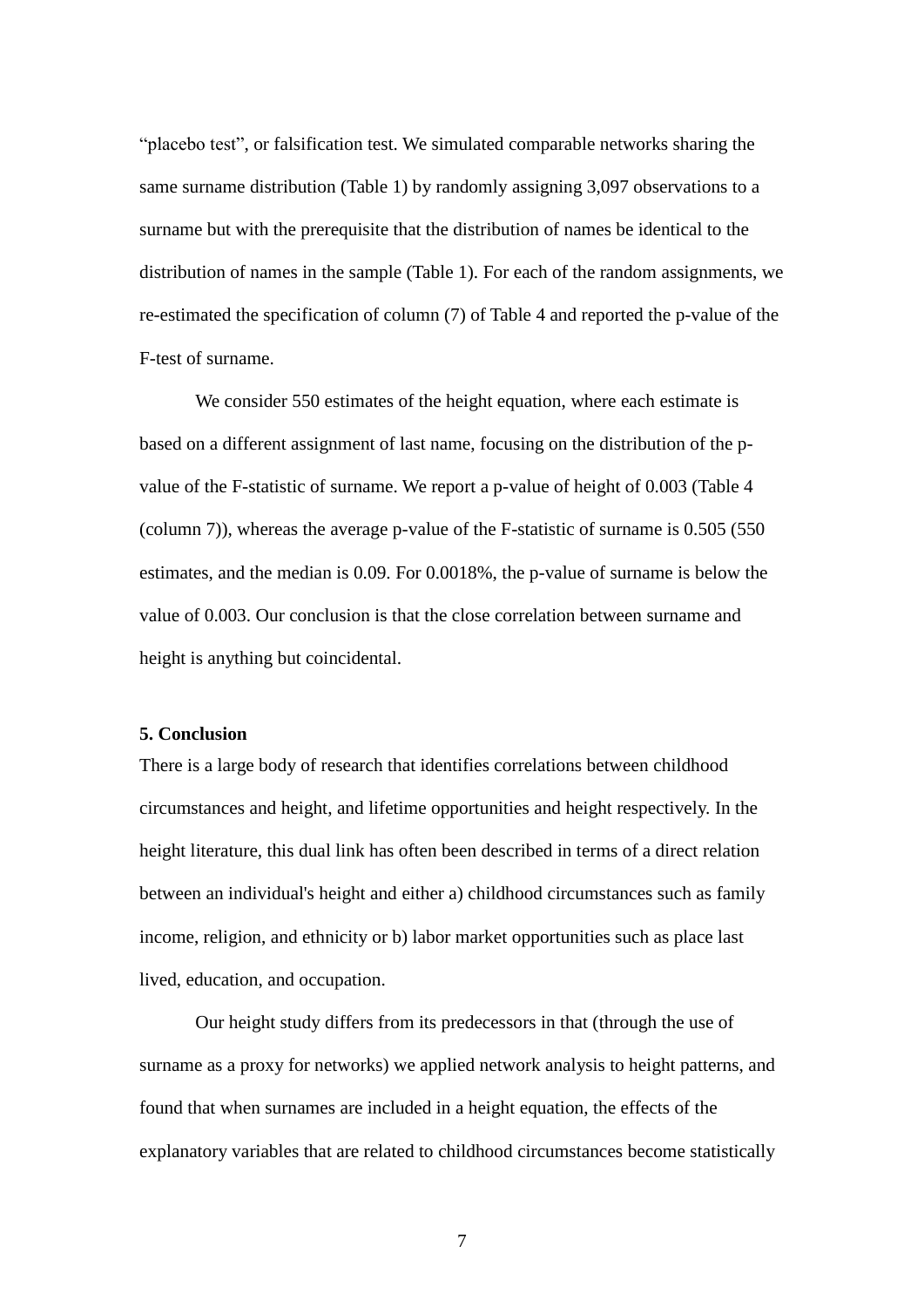"placebo test", or falsification test. We simulated comparable networks sharing the same surname distribution (Table 1) by randomly assigning 3,097 observations to a surname but with the prerequisite that the distribution of names be identical to the distribution of names in the sample (Table 1). For each of the random assignments, we re-estimated the specification of column (7) of Table 4 and reported the p-value of the F-test of surname.

We consider 550 estimates of the height equation, where each estimate is based on a different assignment of last name, focusing on the distribution of the p-value of the F-statistic of surname. We report a p-value of height of 0.003 (Table 4 (column 7)), whereas the average p-value of the F-statistic of surname is 0.505 (550 estimates, and the median is 0.09. For 0.0018%, the p-value of surname is below the value of 0.003. Our conclusion is that the close correlation between surname and height is anything but coincidental.

## 5. Conclusion

There is a large body of research that identifies correlations between childhood circumstances and height, and lifetime opportunities and height respectively. In the height literature, this dual link has often been described in terms of a direct relation between an individual's height and either a) childhood circumstances such as family income, religion, and ethnicity or b) labor market opportunities such as place last lived, education, and occupation.

Our height study differs from its predecessors in that (through the use of surname as a proxy for networks) we applied network analysis to height patterns, and found that when surnames are included in a height equation, the effects of the explanatory variables that are related to childhood circumstances become statistically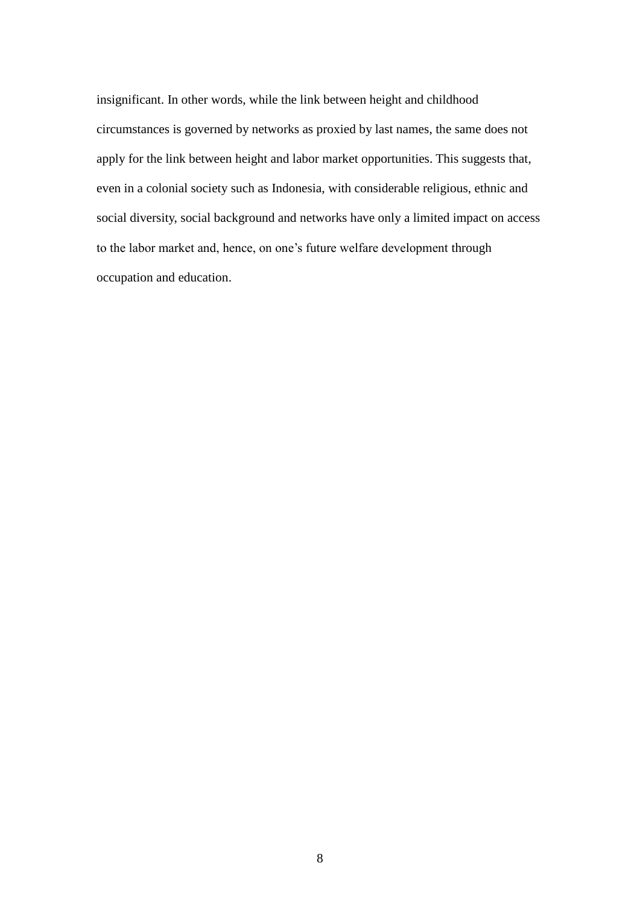insignificant. In other words, while the link between height and childhood circumstances is governed by networks as proxied by last names, the same does not apply for the link between height and labor market opportunities. This suggests that, even in a colonial society such as Indonesia, with considerable religious, ethnic and social diversity, social background and networks have only a limited impact on access to the labor market and, hence, on one's future welfare development through occupation and education.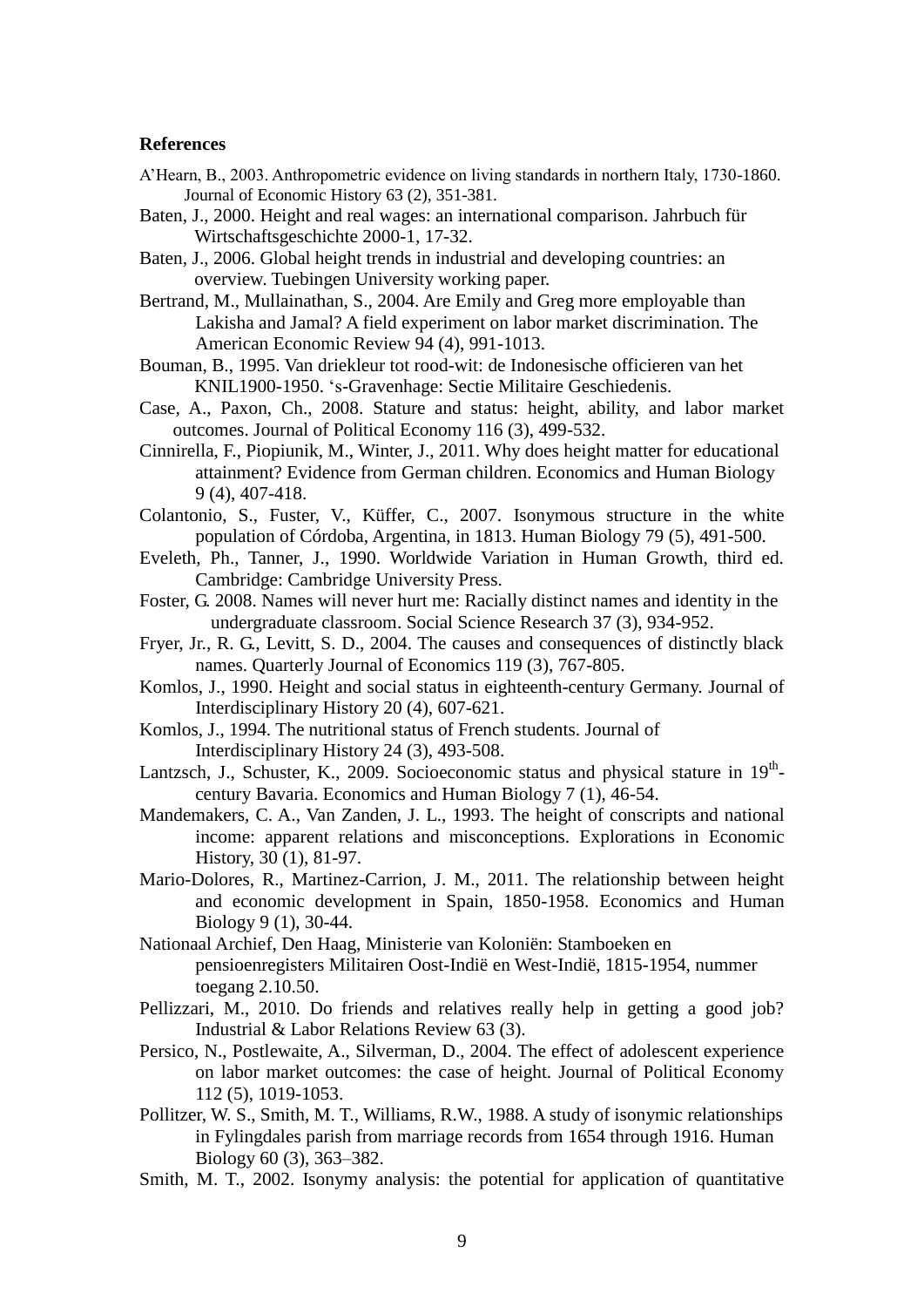**References**

A'Hearn, B., 2003. Anthropometric evidence on living standards in northern Italy, 1730-1860. Journal of Economic History 63 (2), 351-381.

Baten, J., 2000. Height and real wages: an international comparison. Jahrbuch für Wirtschaftsgeschichte 2000-1, 17-32.

Baten, J., 2006. Global height trends in industrial and developing countries: an overview. Tuebingen University working paper.

Bertrand, M., Mullainathan, S., 2004. Are Emily and Greg more employable than Lakisha and Jamal? A field experiment on labor market discrimination. The American Economic Review 94 (4), 991-1013.

Bouman, B., 1995. Van driekleur tot rood-wit: de Indonesische officieren van het KNIL1900-1950. 's-Gravenhage: Sectie Militaire Geschiedenis.

Case, A., Paxon, Ch., 2008. Stature and status: height, ability, and labor market outcomes. Journal of Political Economy 116 (3), 499-532.

Cinnirella, F., Piopiunik, M., Winter, J., 2011. Why does height matter for educational attainment? Evidence from German children. Economics and Human Biology 9 (4), 407-418.

Colantonio, S., Fuster, V., Küffer, C., 2007. Isonymous structure in the white population of Córdoba, Argentina, in 1813. Human Biology 79 (5), 491-500.

Eveleth, Ph., Tanner, J., 1990. Worldwide Variation in Human Growth, third ed. Cambridge: Cambridge University Press.

Foster, G. 2008. Names will never hurt me: Racially distinct names and identity in the undergraduate classroom. Social Science Research 37 (3), 934-952.

Fryer, Jr., R. G., Levitt, S. D., 2004. The causes and consequences of distinctly black names. Quarterly Journal of Economics 119 (3), 767-805.

Komlos, J., 1990. Height and social status in eighteenth-century Germany. Journal of Interdisciplinary History 20 (4), 607-621.

Komlos, J., 1994. The nutritional status of French students. Journal of Interdisciplinary History 24 (3), 493-508.

Lantzsch, J., Schuster, K., 2009. Socioeconomic status and physical stature in 19th-century Bavaria. Economics and Human Biology 7 (1), 46-54.

Mandemakers, C. A., Van Zanden, J. L., 1993. The height of conscripts and national income: apparent relations and misconceptions. Explorations in Economic History, 30 (1), 81-97.

Mario-Dolores, R., Martinez-Carrion, J. M., 2011. The relationship between height and economic development in Spain, 1850-1958. Economics and Human Biology 9 (1), 30-44.

Nationaal Archief, Den Haag, Ministerie van Koloniën: Stamboeken en pensioenregisters Militairen Oost-Indië en West-Indië, 1815-1954, nummer toegang 2.10.50.

Pellizzari, M., 2010. Do friends and relatives really help in getting a good job? Industrial & Labor Relations Review 63 (3).

Persico, N., Postlewaite, A., Silverman, D., 2004. The effect of adolescent experience on labor market outcomes: the case of height. Journal of Political Economy 112 (5), 1019-1053.

Pollitzer, W. S., Smith, M. T., Williams, R.W., 1988. A study of isonymic relationships in Fylingdales parish from marriage records from 1654 through 1916. Human Biology 60 (3), 363–382.

Smith, M. T., 2002. Isonymy analysis: the potential for application of quantitative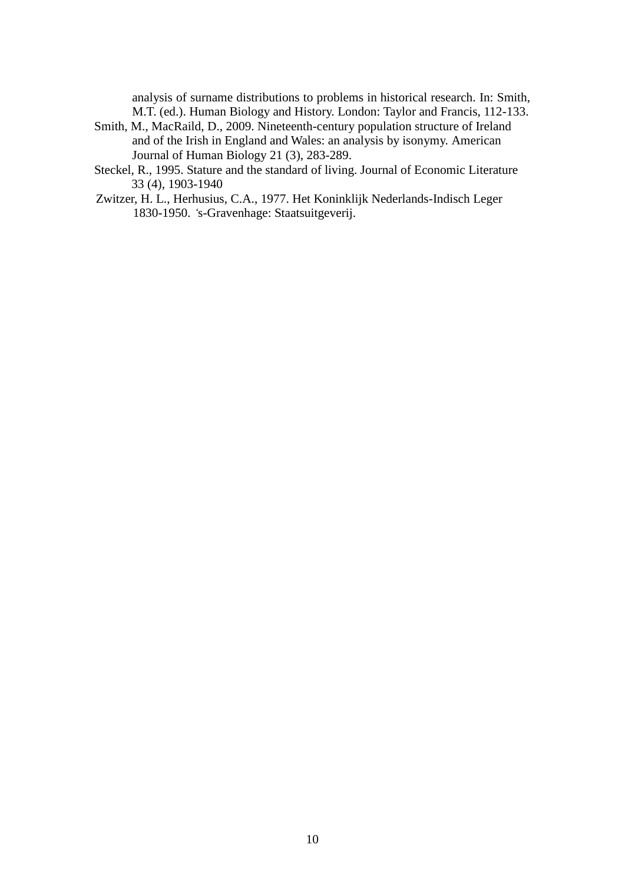analysis of surname distributions to problems in historical research. In: Smith, M.T. (ed.). Human Biology and History. London: Taylor and Francis, 112-133.

Smith, M., MacRaild, D., 2009. Nineteenth-century population structure of Ireland and of the Irish in England and Wales: an analysis by isonymy. American Journal of Human Biology 21 (3), 283-289.

Steckel, R., 1995. Stature and the standard of living. Journal of Economic Literature 33 (4), 1903-1940

Zwitzer, H. L., Herhusius, C.A., 1977. Het Koninklijk Nederlands-Indisch Leger 1830-1950. 's-Gravenhage: Staatsuitgeverij.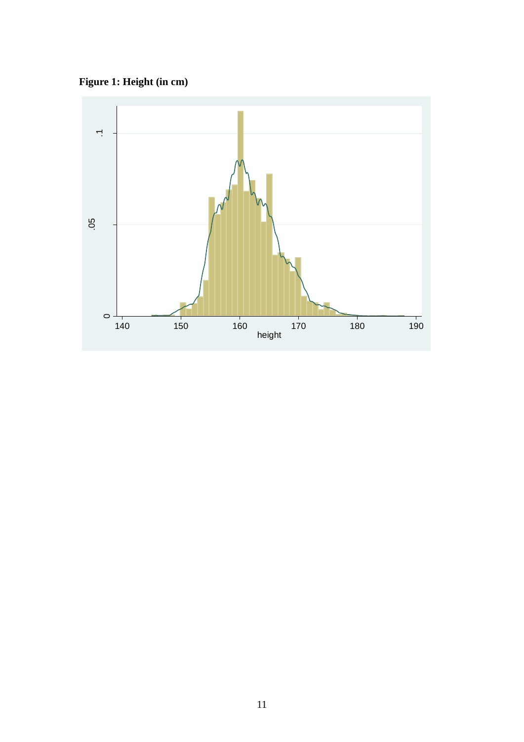**Figure 1: Height (in cm)**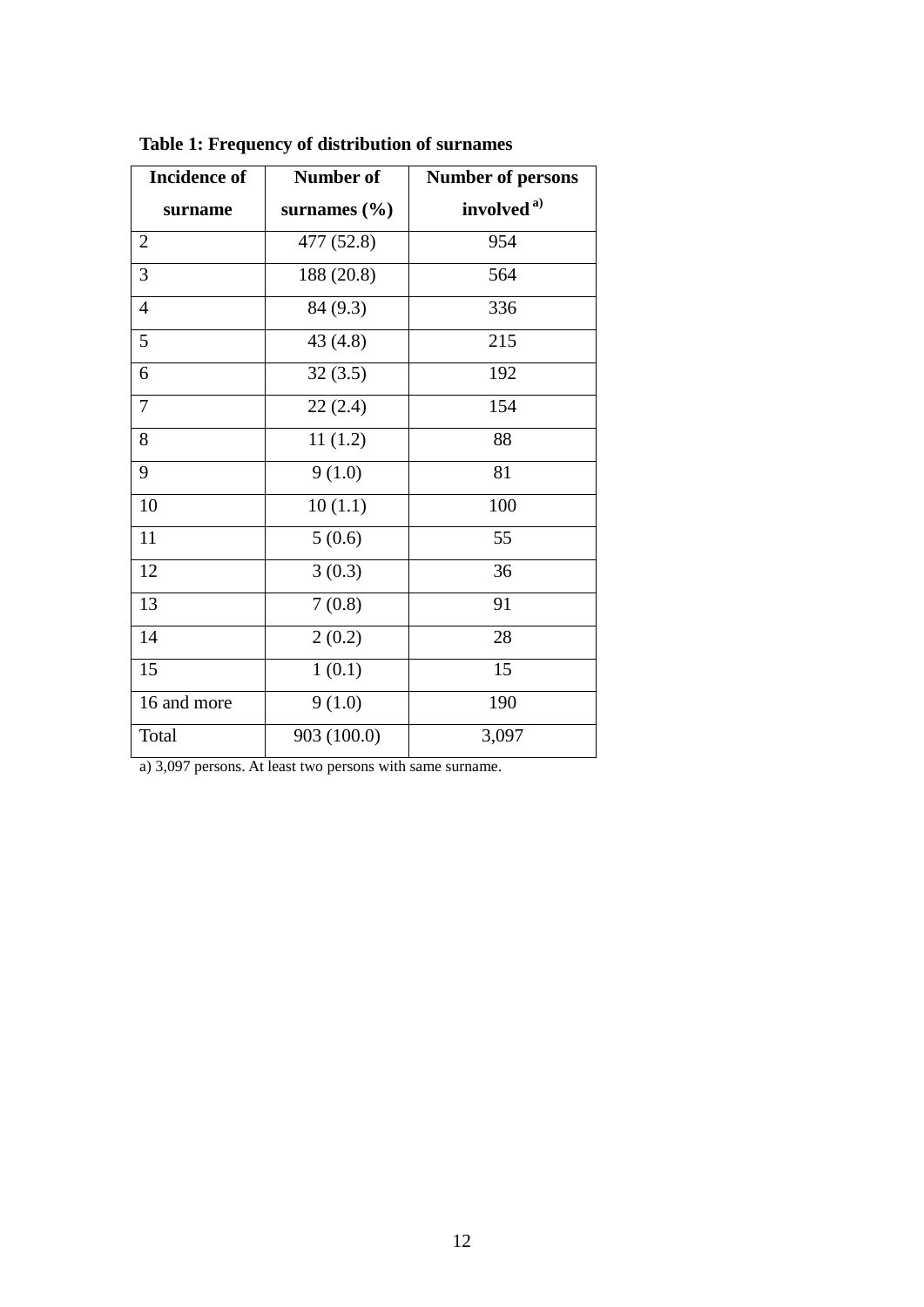**Table 1: Frequency of distribution of surnames**

| Incidence of surname | Number of surnames (%) | Number of persons involved [a)] |
|---|---|---|
| 2 | 477 (52.8) | 954 |
| 3 | 188 (20.8) | 564 |
| 4 | 84 (9.3) | 336 |
| 5 | 43 (4.8) | 215 |
| 6 | 32 (3.5) | 192 |
| 7 | 22 (2.4) | 154 |
| 8 | 11 (1.2) | 88 |
| 9 | 9 (1.0) | 81 |
| 10 | 10 (1.1) | 100 |
| 11 | 5 (0.6) | 55 |
| 12 | 3 (0.3) | 36 |
| 13 | 7 (0.8) | 91 |
| 14 | 2 (0.2) | 28 |
| 15 | 1 (0.1) | 15 |
| 16 and more | 9 (1.0) | 190 |
| Total | 903 (100.0) | 3,097 |

a) 3,097 persons. At least two persons with same surname.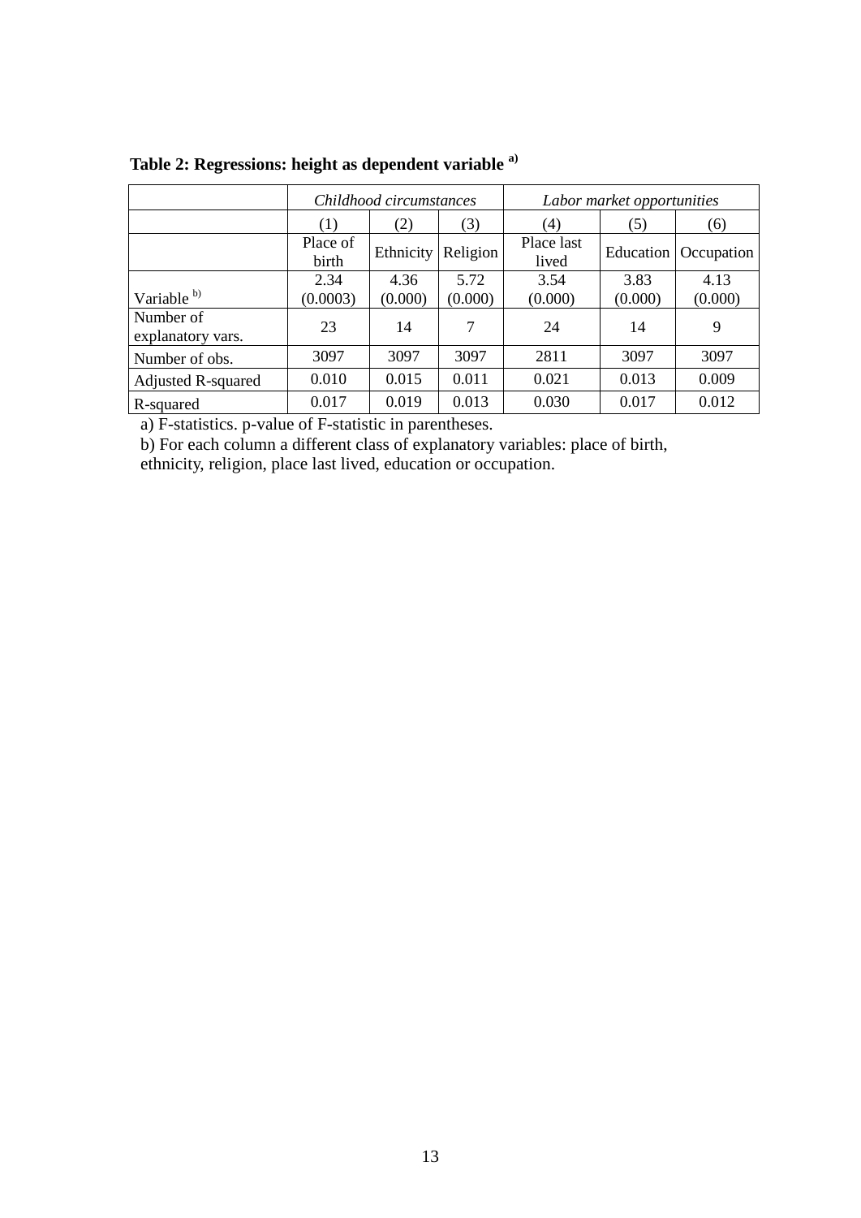**Table 2: Regressions: height as dependent variable [a)]**

| | *Childhood circumstances* | | | *Labor market opportunities* | | |
|---|---|---|---|---|---|---|
| | (1) | (2) | (3) | (4) | (5) | (6) |
| | Place of birth | Ethnicity | Religion | Place last lived | Education | Occupation |
| Variable [b)] | 2.34 (0.0003) | 4.36 (0.000) | 5.72 (0.000) | 3.54 (0.000) | 3.83 (0.000) | 4.13 (0.000) |
| Number of explanatory vars. | 23 | 14 | 7 | 24 | 14 | 9 |
| Number of obs. | 3097 | 3097 | 3097 | 2811 | 3097 | 3097 |
| Adjusted R-squared | 0.010 | 0.015 | 0.011 | 0.021 | 0.013 | 0.009 |
| R-squared | 0.017 | 0.019 | 0.013 | 0.030 | 0.017 | 0.012 |

a) F-statistics. p-value of F-statistic in parentheses.

b) For each column a different class of explanatory variables: place of birth, ethnicity, religion, place last lived, education or occupation.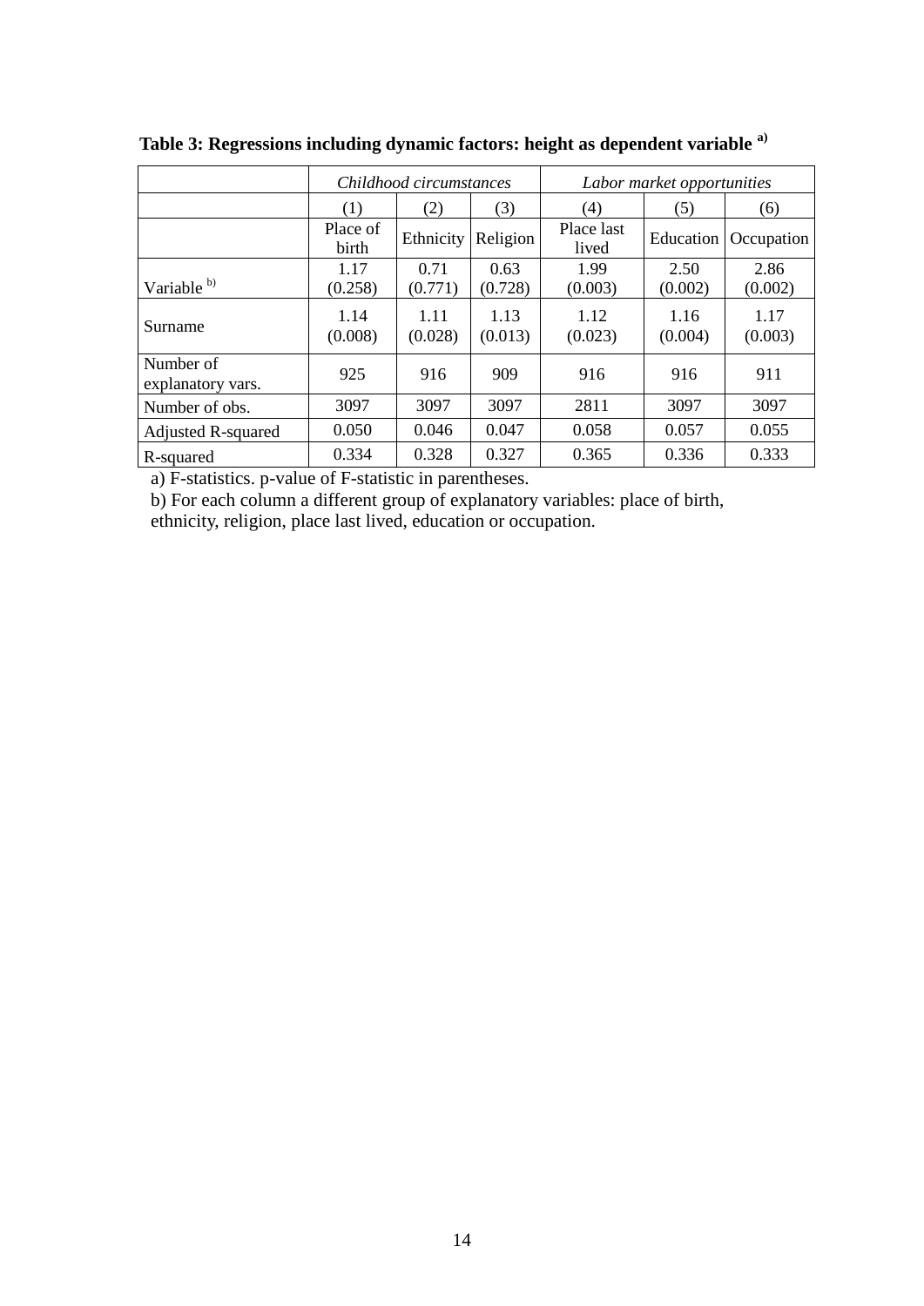**Table 3: Regressions including dynamic factors: height as dependent variable [a)]**

| | *Childhood circumstances* | | | *Labor market opportunities* | | |
|---|---|---|---|---|---|---|
| | (1) | (2) | (3) | (4) | (5) | (6) |
| | Place of birth | Ethnicity | Religion | Place last lived | Education | Occupation |
| Variable [b)] | 1.17 (0.258) | 0.71 (0.771) | 0.63 (0.728) | 1.99 (0.003) | 2.50 (0.002) | 2.86 (0.002) |
| Surname | 1.14 (0.008) | 1.11 (0.028) | 1.13 (0.013) | 1.12 (0.023) | 1.16 (0.004) | 1.17 (0.003) |
| Number of explanatory vars. | 925 | 916 | 909 | 916 | 916 | 911 |
| Number of obs. | 3097 | 3097 | 3097 | 2811 | 3097 | 3097 |
| Adjusted R-squared | 0.050 | 0.046 | 0.047 | 0.058 | 0.057 | 0.055 |
| R-squared | 0.334 | 0.328 | 0.327 | 0.365 | 0.336 | 0.333 |

a) F-statistics. p-value of F-statistic in parentheses.

b) For each column a different group of explanatory variables: place of birth, ethnicity, religion, place last lived, education or occupation.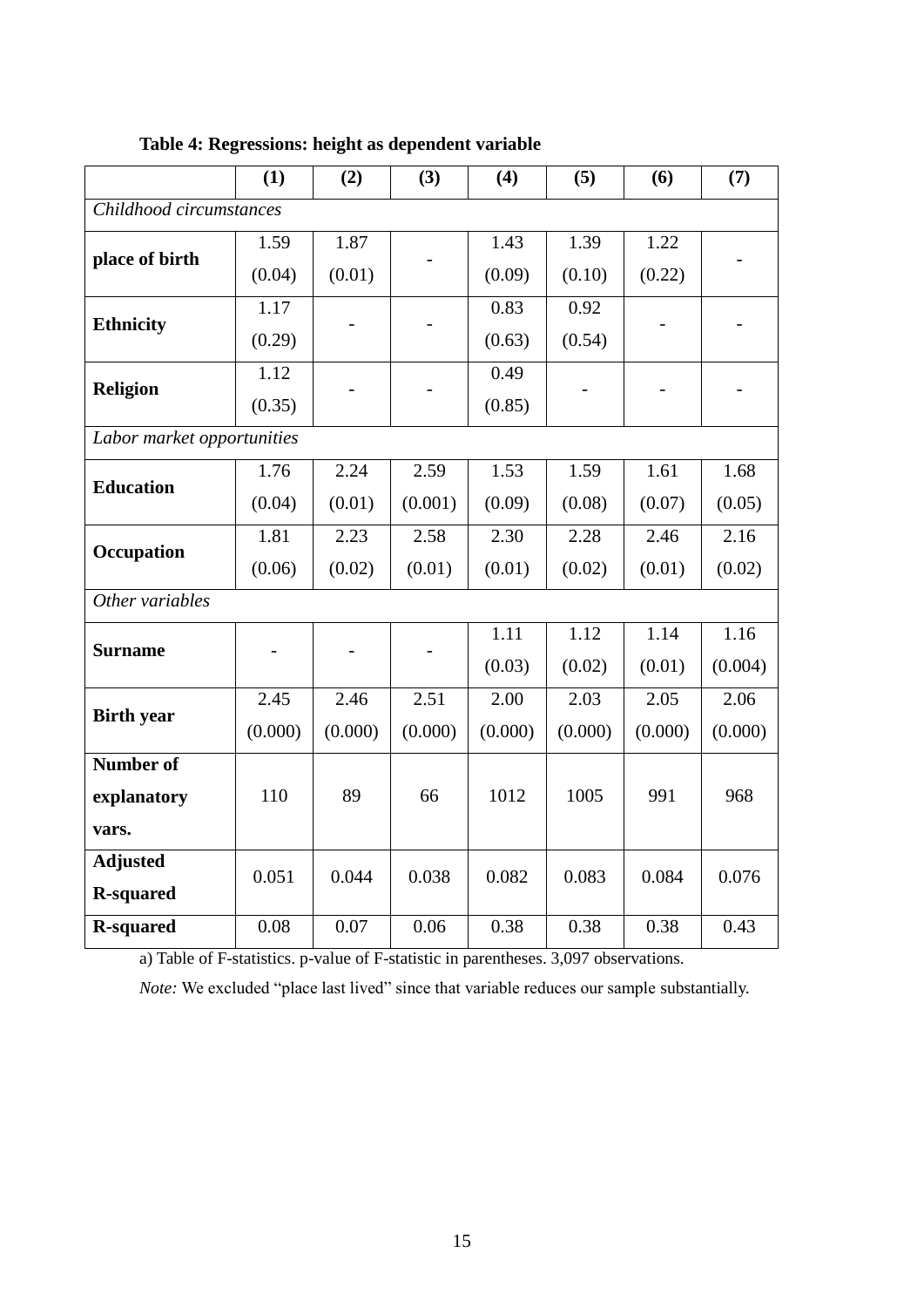**Table 4: Regressions: height as dependent variable**

| | (1) | (2) | (3) | (4) | (5) | (6) | (7) |
|---|---|---|---|---|---|---|---|
| *Childhood circumstances* | | | | | | | |
| **place of birth** | 1.59<br>(0.04) | 1.87<br>(0.01) | - | 1.43<br>(0.09) | 1.39<br>(0.10) | 1.22<br>(0.22) | - |
| **Ethnicity** | 1.17<br>(0.29) | - | - | 0.83<br>(0.63) | 0.92<br>(0.54) | - | - |
| **Religion** | 1.12<br>(0.35) | - | - | 0.49<br>(0.85) | - | - | - |
| *Labor market opportunities* | | | | | | | |
| **Education** | 1.76<br>(0.04) | 2.24<br>(0.01) | 2.59<br>(0.001) | 1.53<br>(0.09) | 1.59<br>(0.08) | 1.61<br>(0.07) | 1.68<br>(0.05) |
| **Occupation** | 1.81<br>(0.06) | 2.23<br>(0.02) | 2.58<br>(0.01) | 2.30<br>(0.01) | 2.28<br>(0.02) | 2.46<br>(0.01) | 2.16<br>(0.02) |
| *Other variables* | | | | | | | |
| **Surname** | - | - | - | 1.11<br>(0.03) | 1.12<br>(0.02) | 1.14<br>(0.01) | 1.16<br>(0.004) |
| **Birth year** | 2.45<br>(0.000) | 2.46<br>(0.000) | 2.51<br>(0.000) | 2.00<br>(0.000) | 2.03<br>(0.000) | 2.05<br>(0.000) | 2.06<br>(0.000) |
| **Number of explanatory vars.** | 110 | 89 | 66 | 1012 | 1005 | 991 | 968 |
| **Adjusted R-squared** | 0.051 | 0.044 | 0.038 | 0.082 | 0.083 | 0.084 | 0.076 |
| **R-squared** | 0.08 | 0.07 | 0.06 | 0.38 | 0.38 | 0.38 | 0.43 |

a) Table of F-statistics. p-value of F-statistic in parentheses. 3,097 observations.

*Note:* We excluded "place last lived" since that variable reduces our sample substantially.